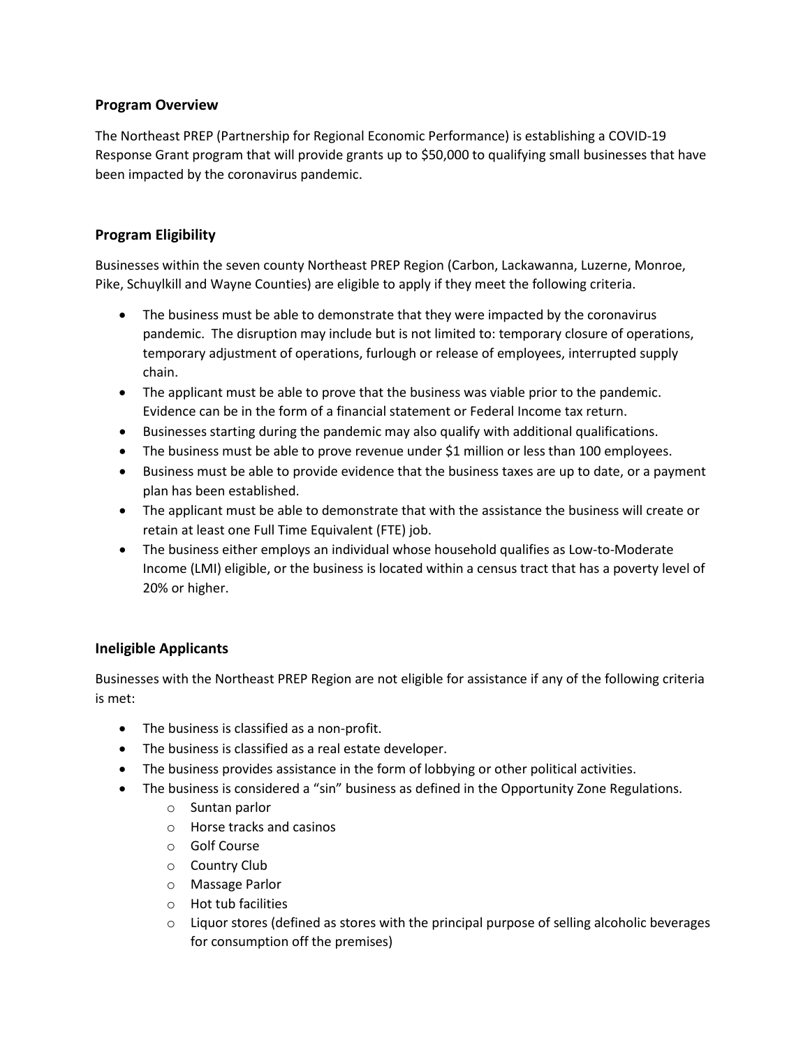## Program Overview

The Northeast PREP (Partnership for Regional Economic Performance) is establishing a COVID-19 Response Grant program that will provide grants up to $50,000 to qualifying small businesses that have been impacted by the coronavirus pandemic.

## Program Eligibility

Businesses within the seven county Northeast PREP Region (Carbon, Lackawanna, Luzerne, Monroe, Pike, Schuylkill and Wayne Counties) are eligible to apply if they meet the following criteria.

- The business must be able to demonstrate that they were impacted by the coronavirus pandemic. The disruption may include but is not limited to: temporary closure of operations, temporary adjustment of operations, furlough or release of employees, interrupted supply chain.
- The applicant must be able to prove that the business was viable prior to the pandemic. Evidence can be in the form of a financial statement or Federal Income tax return.
- Businesses starting during the pandemic may also qualify with additional qualifications.
- The business must be able to prove revenue under $1 million or less than 100 employees.
- Business must be able to provide evidence that the business taxes are up to date, or a payment plan has been established.
- The applicant must be able to demonstrate that with the assistance the business will create or retain at least one Full Time Equivalent (FTE) job.
- The business either employs an individual whose household qualifies as Low-to-Moderate Income (LMI) eligible, or the business is located within a census tract that has a poverty level of 20% or higher.

## Ineligible Applicants

Businesses with the Northeast PREP Region are not eligible for assistance if any of the following criteria is met:

- The business is classified as a non-profit.
- The business is classified as a real estate developer.
- The business provides assistance in the form of lobbying or other political activities.
- The business is considered a "sin" business as defined in the Opportunity Zone Regulations.
  - Suntan parlor
  - Horse tracks and casinos
  - Golf Course
  - Country Club
  - Massage Parlor
  - Hot tub facilities
  - Liquor stores (defined as stores with the principal purpose of selling alcoholic beverages for consumption off the premises)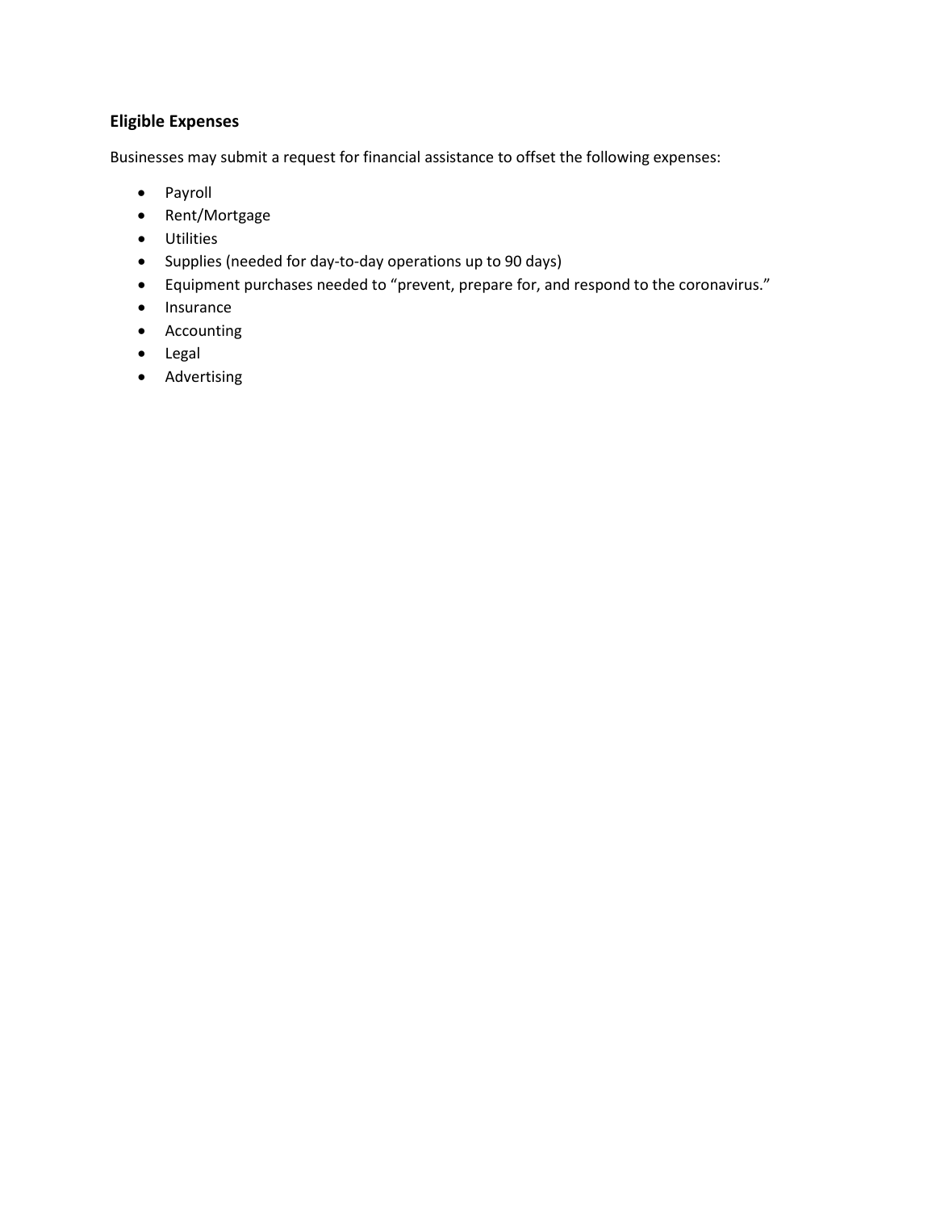### Eligible Expenses

Businesses may submit a request for financial assistance to offset the following expenses:

- Payroll
- Rent/Mortgage
- Utilities
- Supplies (needed for day-to-day operations up to 90 days)
- Equipment purchases needed to "prevent, prepare for, and respond to the coronavirus."
- Insurance
- Accounting
- Legal
- Advertising